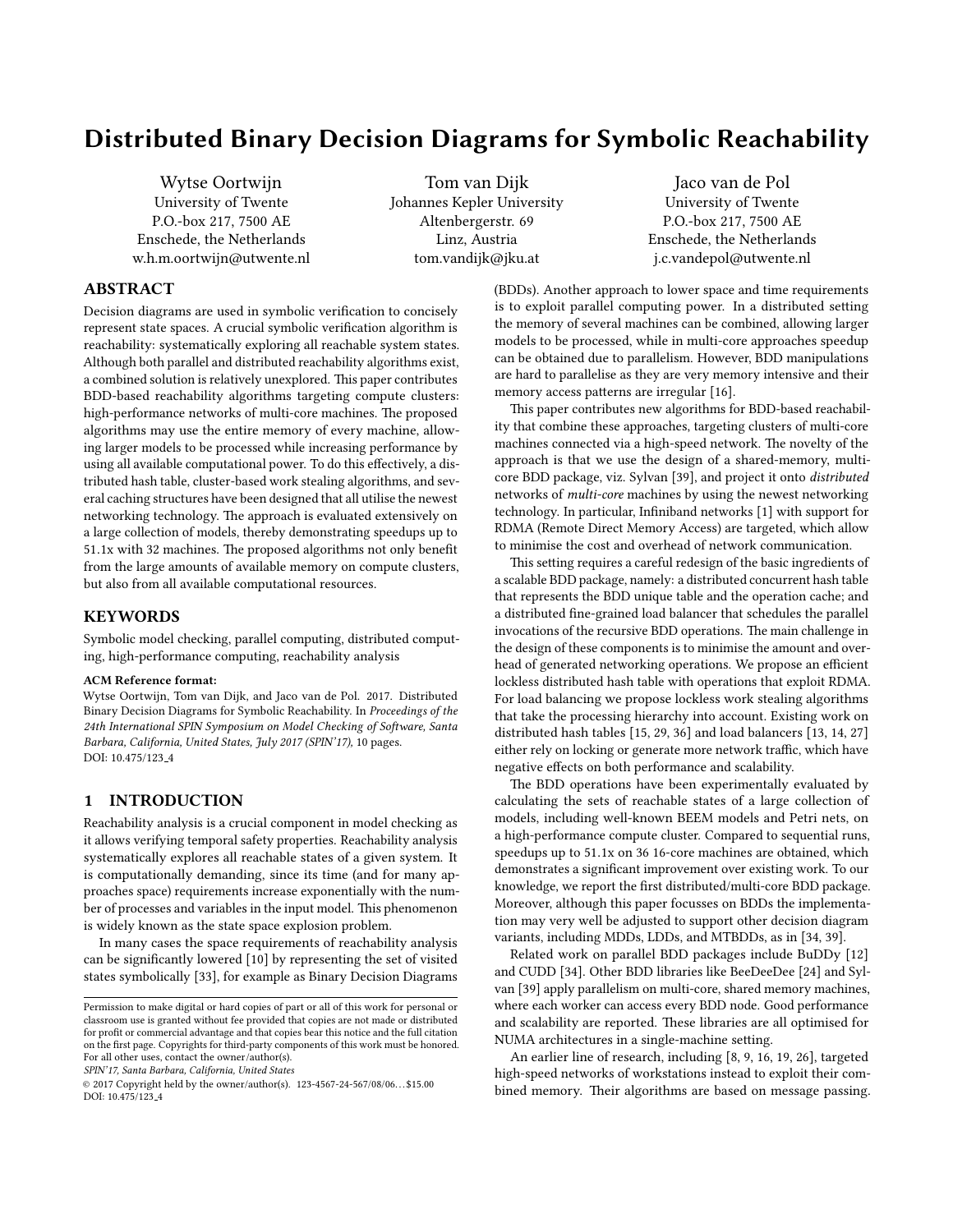# Distributed Binary Decision Diagrams for Symbolic Reachability

Wytse Oortwijn
University of Twente
P.O.-box 217, 7500 AE
Enschede, the Netherlands
w.h.m.oortwijn@utwente.nl

Tom van Dijk
Johannes Kepler University
Altenbergerstr. 69
Linz, Austria
tom.vandijk@jku.at

Jaco van de Pol
University of Twente
P.O.-box 217, 7500 AE
Enschede, the Netherlands
j.c.vandepol@utwente.nl

## ABSTRACT

Decision diagrams are used in symbolic verification to concisely represent state spaces. A crucial symbolic verification algorithm is reachability: systematically exploring all reachable system states. Although both parallel and distributed reachability algorithms exist, a combined solution is relatively unexplored. This paper contributes BDD-based reachability algorithms targeting compute clusters: high-performance networks of multi-core machines. The proposed algorithms may use the entire memory of every machine, allowing larger models to be processed while increasing performance by using all available computational power. To do this effectively, a distributed hash table, cluster-based work stealing algorithms, and several caching structures have been designed that all utilise the newest networking technology. The approach is evaluated extensively on a large collection of models, thereby demonstrating speedups up to 51.1x with 32 machines. The proposed algorithms not only benefit from the large amounts of available memory on compute clusters, but also from all available computational resources.

## KEYWORDS

Symbolic model checking, parallel computing, distributed computing, high-performance computing, reachability analysis

**ACM Reference format:**
Wytse Oortwijn, Tom van Dijk, and Jaco van de Pol. 2017. Distributed Binary Decision Diagrams for Symbolic Reachability. In *Proceedings of the 24th International SPIN Symposium on Model Checking of Software, Santa Barbara, California, United States, July 2017 (SPIN'17)*, 10 pages.
DOI: 10.475/123_4

## 1 INTRODUCTION

Reachability analysis is a crucial component in model checking as it allows verifying temporal safety properties. Reachability analysis systematically explores all reachable states of a given system. It is computationally demanding, since its time (and for many approaches space) requirements increase exponentially with the number of processes and variables in the input model. This phenomenon is widely known as the state space explosion problem.

In many cases the space requirements of reachability analysis can be significantly lowered [10] by representing the set of visited states symbolically [33], for example as Binary Decision Diagrams (BDDs). Another approach to lower space and time requirements is to exploit parallel computing power. In a distributed setting the memory of several machines can be combined, allowing larger models to be processed, while in multi-core approaches speedup can be obtained due to parallelism. However, BDD manipulations are hard to parallelise as they are very memory intensive and their memory access patterns are irregular [16].

This paper contributes new algorithms for BDD-based reachability that combine these approaches, targeting clusters of multi-core machines connected via a high-speed network. The novelty of the approach is that we use the design of a shared-memory, multi-core BDD package, viz. Sylvan [39], and project it onto *distributed* networks of *multi-core* machines by using the newest networking technology. In particular, Infiniband networks [1] with support for RDMA (Remote Direct Memory Access) are targeted, which allow to minimise the cost and overhead of network communication.

This setting requires a careful redesign of the basic ingredients of a scalable BDD package, namely: a distributed concurrent hash table that represents the BDD unique table and the operation cache; and a distributed fine-grained load balancer that schedules the parallel invocations of the recursive BDD operations. The main challenge in the design of these components is to minimise the amount and overhead of generated networking operations. We propose an efficient lockless distributed hash table with operations that exploit RDMA. For load balancing we propose lockless work stealing algorithms that take the processing hierarchy into account. Existing work on distributed hash tables [15, 29, 36] and load balancers [13, 14, 27] either rely on locking or generate more network traffic, which have negative effects on both performance and scalability.

The BDD operations have been experimentally evaluated by calculating the sets of reachable states of a large collection of models, including well-known BEEM models and Petri nets, on a high-performance compute cluster. Compared to sequential runs, speedups up to 51.1x on 36 16-core machines are obtained, which demonstrates a significant improvement over existing work. To our knowledge, we report the first distributed/multi-core BDD package. Moreover, although this paper focusses on BDDs the implementation may very well be adjusted to support other decision diagram variants, including MDDs, LDDs, and MTBDDs, as in [34, 39].

Related work on parallel BDD packages include BuDDy [12] and CUDD [34]. Other BDD libraries like BeeDeeDee [24] and Sylvan [39] apply parallelism on multi-core, shared memory machines, where each worker can access every BDD node. Good performance and scalability are reported. These libraries are all optimised for NUMA architectures in a single-machine setting.

An earlier line of research, including [8, 9, 16, 19, 26], targeted high-speed networks of workstations instead to exploit their combined memory. Their algorithms are based on message passing.

Permission to make digital or hard copies of part or all of this work for personal or classroom use is granted without fee provided that copies are not made or distributed for profit or commercial advantage and that copies bear this notice and the full citation on the first page. Copyrights for third-party components of this work must be honored. For all other uses, contact the owner/author(s).
*SPIN'17, Santa Barbara, California, United States*
© 2017 Copyright held by the owner/author(s). 123-4567-24-567/08/06...$15.00
DOI: 10.475/123_4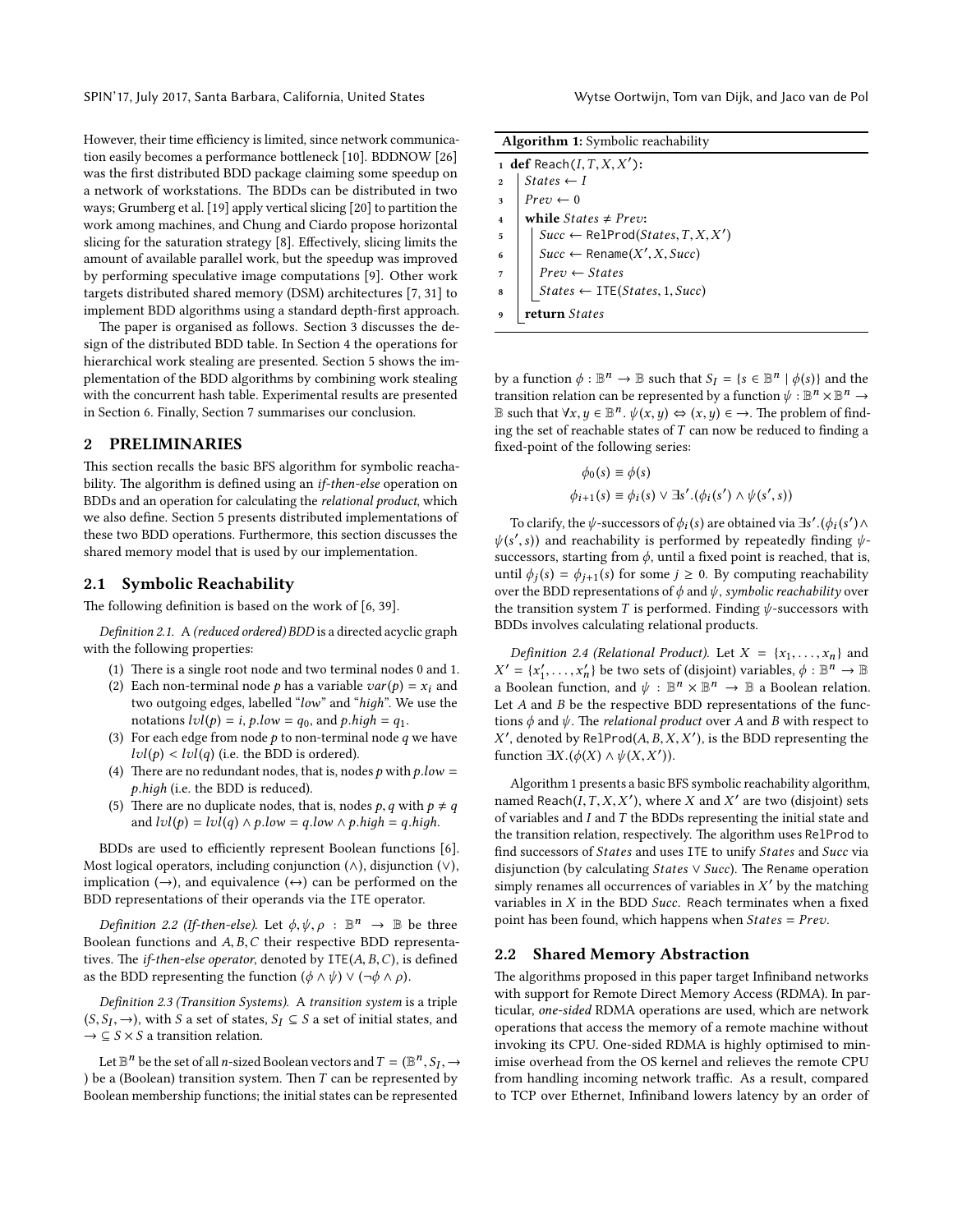However, their time efficiency is limited, since network communication easily becomes a performance bottleneck [10]. BDDNOW [26] was the first distributed BDD package claiming some speedup on a network of workstations. The BDDs can be distributed in two ways; Grumberg et al. [19] apply vertical slicing [20] to partition the work among machines, and Chung and Ciardo propose horizontal slicing for the saturation strategy [8]. Effectively, slicing limits the amount of available parallel work, but the speedup was improved by performing speculative image computations [9]. Other work targets distributed shared memory (DSM) architectures [7, 31] to implement BDD algorithms using a standard depth-first approach.

The paper is organised as follows. Section 3 discusses the design of the distributed BDD table. In Section 4 the operations for hierarchical work stealing are presented. Section 5 shows the implementation of the BDD algorithms by combining work stealing with the concurrent hash table. Experimental results are presented in Section 6. Finally, Section 7 summarises our conclusion.

## 2 PRELIMINARIES

This section recalls the basic BFS algorithm for symbolic reachability. The algorithm is defined using an *if-then-else* operation on BDDs and an operation for calculating the *relational product*, which we also define. Section 5 presents distributed implementations of these two BDD operations. Furthermore, this section discusses the shared memory model that is used by our implementation.

### 2.1 Symbolic Reachability

The following definition is based on the work of [6, 39].

*Definition 2.1.* A *(reduced ordered) BDD* is a directed acyclic graph with the following properties:

1. There is a single root node and two terminal nodes 0 and 1.
2. Each non-terminal node $p$ has a variable $var(p) = x_i$ and two outgoing edges, labelled "*low*" and "*high*". We use the notations $lvl(p) = i$, $p.low = q_0$, and $p.high = q_1$.
3. For each edge from node $p$ to non-terminal node $q$ we have $lvl(p) < lvl(q)$ (i.e. the BDD is ordered).
4. There are no redundant nodes, that is, nodes $p$ with $p.low = p.high$ (i.e. the BDD is reduced).
5. There are no duplicate nodes, that is, nodes $p, q$ with $p \neq q$ and $lvl(p) = lvl(q) \wedge p.low = q.low \wedge p.high = q.high$.

BDDs are used to efficiently represent Boolean functions [6]. Most logical operators, including conjunction ($\wedge$), disjunction ($\vee$), implication ($\rightarrow$), and equivalence ($\leftrightarrow$) can be performed on the BDD representations of their operands via the ITE operation.

*Definition 2.2 (If-then-else).* Let $\phi, \psi, \rho : \mathbb{B}^n \rightarrow \mathbb{B}$ be three Boolean functions and $A, B, C$ their respective BDD representatives. The *if-then-else operator*, denoted by $\texttt{ITE}(A, B, C)$, is defined as the BDD representing the function $(\phi \wedge \psi) \vee (\neg\phi \wedge \rho)$.

*Definition 2.3 (Transition Systems).* A *transition system* is a triple $(S, S_I, \rightarrow)$, with $S$ a set of states, $S_I \subseteq S$ a set of initial states, and $\rightarrow \subseteq S \times S$ a transition relation.

Let $\mathbb{B}^n$ be the set of all $n$-sized Boolean vectors and $T = (\mathbb{B}^n, S_I, \rightarrow)$ be a (Boolean) transition system. Then $T$ can be represented by Boolean membership functions; the initial states can be represented by a function $\phi : \mathbb{B}^n \rightarrow \mathbb{B}$ such that $S_I = \{s \in \mathbb{B}^n \mid \phi(s)\}$ and the transition relation can be represented by a function $\psi : \mathbb{B}^n \times \mathbb{B}^n \rightarrow \mathbb{B}$ such that $\forall x, y \in \mathbb{B}^n.\ \psi(x, y) \Leftrightarrow (x, y) \in \rightarrow$. The problem of finding the set of reachable states of $T$ can now be reduced to finding a fixed-point of the following series:

$$\phi_0(s) \equiv \phi(s)$$

$$\phi_{i+1}(s) \equiv \phi_i(s) \vee \exists s'.(\phi_i(s') \wedge \psi(s', s))$$

To clarify, the $\psi$-successors of $\phi_i(s)$ are obtained via $\exists s'.(\phi_i(s') \wedge \psi(s', s))$ and reachability is performed by repeatedly finding $\psi$-successors, starting from $\phi$, until a fixed point is reached, that is, until $\phi_j(s) = \phi_{j+1}(s)$ for some $j \geq 0$. By computing reachability over the BDD representations of $\phi$ and $\psi$, *symbolic reachability* over the transition system $T$ is performed. Finding $\psi$-successors with BDDs involves calculating relational products.

*Definition 2.4 (Relational Product).* Let $X = \{x_1, \ldots, x_n\}$ and $X' = \{x'_1, \ldots, x'_n\}$ be two sets of (disjoint) variables, $\phi : \mathbb{B}^n \rightarrow \mathbb{B}$ a Boolean function, and $\psi : \mathbb{B}^n \times \mathbb{B}^n \rightarrow \mathbb{B}$ a Boolean relation. Let $A$ and $B$ be the respective BDD representations of the functions $\phi$ and $\psi$. The *relational product* over $A$ and $B$ with respect to $X'$, denoted by $\texttt{RelProd}(A, B, X, X')$, is the BDD representing the function $\exists X.(\phi(X) \wedge \psi(X, X'))$.

**Algorithm 1:** Symbolic reachability

```
1 def Reach(I, T, X, X'):
2     States ← I
3     Prev ← 0
4     while States ≠ Prev:
5         Succ ← RelProd(States, T, X, X')
6         Succ ← Rename(X', X, Succ)
7         Prev ← States
8         States ← ITE(States, 1, Succ)
9     return States
```

Algorithm 1 presents a basic BFS symbolic reachability algorithm, named $\texttt{Reach}(I, T, X, X')$, where $X$ and $X'$ are two (disjoint) sets of variables and $I$ and $T$ the BDDs representing the initial state and the transition relation, respectively. The algorithm uses RelProd to find successors of $States$ and uses ITE to unify $States$ and $Succ$ via disjunction (by calculating $States \vee Succ$). The Rename operation simply renames all occurrences of variables in $X'$ by the matching variables in $X$ in the BDD $Succ$. Reach terminates when a fixed point has been found, which happens when $States = Prev$.

### 2.2 Shared Memory Abstraction

The algorithms proposed in this paper target Infiniband networks with support for Remote Direct Memory Access (RDMA). In particular, *one-sided* RDMA operations are used, which are network operations that access the memory of a remote machine without invoking its CPU. One-sided RDMA is highly optimised to minimise overhead from the OS kernel and relieves the remote CPU from handling incoming network traffic. As a result, compared to TCP over Ethernet, Infiniband lowers latency by an order of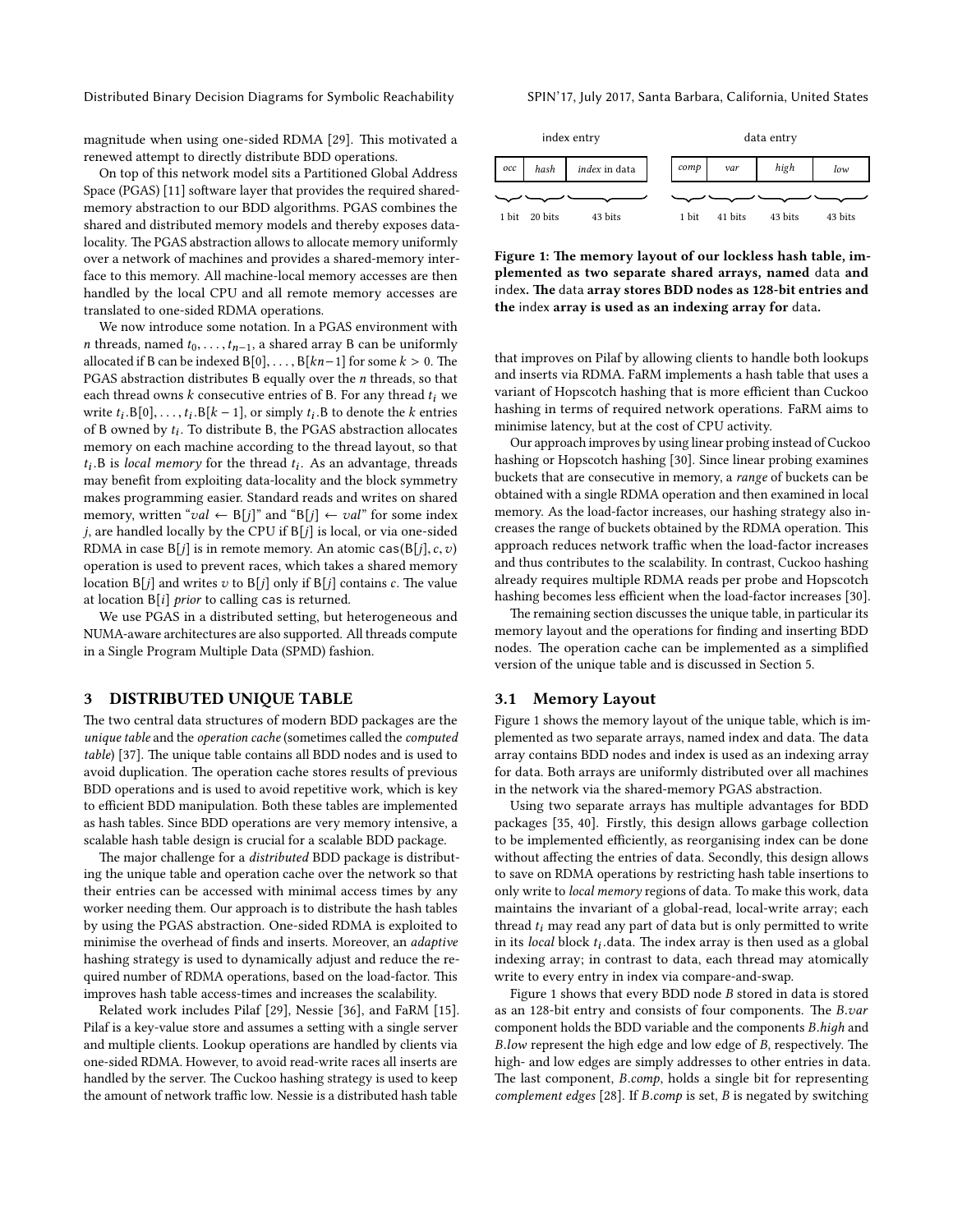magnitude when using one-sided RDMA [29]. This motivated a renewed attempt to directly distribute BDD operations.

On top of this network model sits a Partitioned Global Address Space (PGAS) [11] software layer that provides the required shared-memory abstraction to our BDD algorithms. PGAS combines the shared and distributed memory models and thereby exposes data-locality. The PGAS abstraction allows to allocate memory uniformly over a network of machines and provides a shared-memory interface to this memory. All machine-local memory accesses are then handled by the local CPU and all remote memory accesses are translated to one-sided RDMA operations.

We now introduce some notation. In a PGAS environment with $n$ threads, named $t_0, \ldots, t_{n-1}$, a shared array B can be uniformly allocated if B can be indexed $\mathsf{B}[0], \ldots, \mathsf{B}[kn-1]$ for some $k > 0$. The PGAS abstraction distributes B equally over the $n$ threads, so that each thread owns $k$ consecutive entries of B. For any thread $t_i$ we write $t_i.\mathsf{B}[0], \ldots, t_i.\mathsf{B}[k-1]$, or simply $t_i.\mathsf{B}$ to denote the $k$ entries of B owned by $t_i$. To distribute B, the PGAS abstraction allocates memory on each machine according to the thread layout, so that $t_i.\mathsf{B}$ is *local memory* for the thread $t_i$. As an advantage, threads may benefit from exploiting data-locality and the block symmetry makes programming easier. Standard reads and writes on shared memory, written "$val \leftarrow \mathsf{B}[j]$" and "$\mathsf{B}[j] \leftarrow val$" for some index $j$, are handled locally by the CPU if $\mathsf{B}[j]$ is local, or via one-sided RDMA in case $\mathsf{B}[j]$ is in remote memory. An atomic $\mathsf{cas}(\mathsf{B}[j], c, v)$ operation is used to prevent races, which takes a shared memory location $\mathsf{B}[j]$ and writes $v$ to $\mathsf{B}[j]$ only if $\mathsf{B}[j]$ contains $c$. The value at location $\mathsf{B}[i]$ *prior* to calling cas is returned.

We use PGAS in a distributed setting, but heterogeneous and NUMA-aware architectures are also supported. All threads compute in a Single Program Multiple Data (SPMD) fashion.

## 3 DISTRIBUTED UNIQUE TABLE

The two central data structures of modern BDD packages are the *unique table* and the *operation cache* (sometimes called the *computed table*) [37]. The unique table contains all BDD nodes and is used to avoid duplication. The operation cache stores results of previous BDD operations and is used to avoid repetitive work, which is key to efficient BDD manipulation. Both these tables are implemented as hash tables. Since BDD operations are very memory intensive, a scalable hash table design is crucial for a scalable BDD package.

The major challenge for a *distributed* BDD package is distributing the unique table and operation cache over the network so that their entries can be accessed with minimal access times by any worker needing them. Our approach is to distribute the hash tables by using the PGAS abstraction. One-sided RDMA is exploited to minimise the overhead of finds and inserts. Moreover, an *adaptive* hashing strategy is used to dynamically adjust and reduce the required number of RDMA operations, based on the load-factor. This improves hash table access-times and increases the scalability.

Related work includes Pilaf [29], Nessie [36], and FaRM [15]. Pilaf is a key-value store and assumes a setting with a single server and multiple clients. Lookup operations are handled by clients via one-sided RDMA. However, to avoid read-write races all inserts are handled by the server. The Cuckoo hashing strategy is used to keep the amount of network traffic low. Nessie is a distributed hash table that improves on Pilaf by allowing clients to handle both lookups and inserts via RDMA. FaRM implements a hash table that uses a variant of Hopscotch hashing that is more efficient than Cuckoo hashing in terms of required network operations. FaRM aims to minimise latency, but at the cost of CPU activity.

| index entry | | | | data entry | | | |
|---|---|---|---|---|---|---|---|
| *occ* | *hash* | *index* in data | | *comp* | *var* | *high* | *low* |
| 1 bit | 20 bits | 43 bits | | 1 bit | 41 bits | 43 bits | 43 bits |

**Figure 1: The memory layout of our lockless hash table, implemented as two separate shared arrays, named data and index. The data array stores BDD nodes as 128-bit entries and the index array is used as an indexing array for data.**

Our approach improves by using linear probing instead of Cuckoo hashing or Hopscotch hashing [30]. Since linear probing examines buckets that are consecutive in memory, a *range* of buckets can be obtained with a single RDMA operation and then examined in local memory. As the load-factor increases, our hashing strategy also increases the range of buckets obtained by the RDMA operation. This approach reduces network traffic when the load-factor increases and thus contributes to the scalability. In contrast, Cuckoo hashing already requires multiple RDMA reads per probe and Hopscotch hashing becomes less efficient when the load-factor increases [30].

The remaining section discusses the unique table, in particular its memory layout and the operations for finding and inserting BDD nodes. The operation cache can be implemented as a simplified version of the unique table and is discussed in Section 5.

### 3.1 Memory Layout

Figure 1 shows the memory layout of the unique table, which is implemented as two separate arrays, named index and data. The data array contains BDD nodes and index is used as an indexing array for data. Both arrays are uniformly distributed over all machines in the network via the shared-memory PGAS abstraction.

Using two separate arrays has multiple advantages for BDD packages [35, 40]. Firstly, this design allows garbage collection to be implemented efficiently, as reorganising index can be done without affecting the entries of data. Secondly, this design allows to save on RDMA operations by restricting hash table insertions to only write to *local memory* regions of data. To make this work, data maintains the invariant of a global-read, local-write array; each thread $t_i$ may read any part of data but is only permitted to write in its *local* block $t_i$.data. The index array is then used as a global indexing array; in contrast to data, each thread may atomically write to every entry in index via compare-and-swap.

Figure 1 shows that every BDD node $B$ stored in data is stored as an 128-bit entry and consists of four components. The $B.var$ component holds the BDD variable and the components $B.high$ and $B.low$ represent the high edge and low edge of $B$, respectively. The high- and low edges are simply addresses to other entries in data. The last component, $B.comp$, holds a single bit for representing *complement edges* [28]. If $B.comp$ is set, $B$ is negated by switching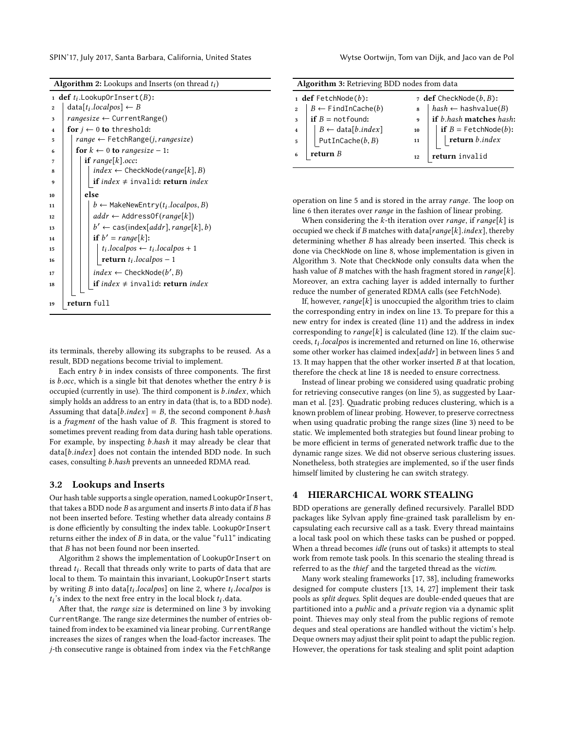**Algorithm 2:** Lookups and Inserts (on thread $t_i$)

```
1  def t_i.LookupOrInsert(B):
2      data[t_i.localpos] ← B
3      rangesize ← CurrentRange()
4      for j ← 0 to threshold:
5          range ← FetchRange(j, rangesize)
6          for k ← 0 to rangesize − 1:
7              if range[k].occ:
8                  index ← CheckNode(range[k], B)
9                  if index ≠ invalid: return index
10             else
11                 b ← MakeNewEntry(t_i.localpos, B)
12                 addr ← AddressOf(range[k])
13                 b′ ← cas(index[addr], range[k], b)
14                 if b′ = range[k]:
15                     t_i.localpos ← t_i.localpos + 1
16                     return t_i.localpos − 1
17                 index ← CheckNode(b′, B)
18                 if index ≠ invalid: return index
19     return full
```

its terminals, thereby allowing its subgraphs to be reused. As a result, BDD negations become trivial to implement.

Each entry $b$ in index consists of three components. The first is $b.occ$, which is a single bit that denotes whether the entry $b$ is occupied (currently in use). The third component is $b.index$, which simply holds an address to an entry in data (that is, to a BDD node). Assuming that data$[b.index] = B$, the second component $b.hash$ is a *fragment* of the hash value of $B$. This fragment is stored to sometimes prevent reading from data during hash table operations. For example, by inspecting $b.hash$ it may already be clear that data$[b.index]$ does not contain the intended BDD node. In such cases, consulting $b.hash$ prevents an unneeded RDMA read.

### 3.2 Lookups and Inserts

Our hash table supports a single operation, named LookupOrInsert, that takes a BDD node $B$ as argument and inserts $B$ into data if $B$ has not been inserted before. Testing whether data already contains $B$ is done efficiently by consulting the index table. LookupOrInsert returns either the index of $B$ in data, or the value "full" indicating that $B$ has not been found nor been inserted.

Algorithm 2 shows the implementation of LookupOrInsert on thread $t_i$. Recall that threads only write to parts of data that are local to them. To maintain this invariant, LookupOrInsert starts by writing $B$ into data$[t_i.localpos]$ on line 2, where $t_i.localpos$ is $t_i$'s index to the next free entry in the local block $t_i$.data.

After that, the *range size* is determined on line 3 by invoking CurrentRange. The range size determines the number of entries obtained from index to be examined via linear probing. CurrentRange increases the sizes of ranges when the load-factor increases. The $j$-th consecutive range is obtained from index via the FetchRange

**Algorithm 3:** Retrieving BDD nodes from data

```
1  def FetchNode(b):
2      B ← FindInCache(b)
3      if B = notfound:
4          B ← data[b.index]
5          PutInCache(b, B)
6      return B

7  def CheckNode(b, B):
8      hash ← hashvalue(B)
9      if b.hash matches hash:
10         if B = FetchNode(b):
11             return b.index
12     return invalid
```

operation on line 5 and is stored in the array *range*. The loop on line 6 then iterates over *range* in the fashion of linear probing.

When considering the $k$-th iteration over *range*, if $range[k]$ is occupied we check if $B$ matches with data$[range[k].index]$, thereby determining whether $B$ has already been inserted. This check is done via CheckNode on line 8, whose implementation is given in Algorithm 3. Note that CheckNode only consults data when the hash value of $B$ matches with the hash fragment stored in $range[k]$. Moreover, an extra caching layer is added internally to further reduce the number of generated RDMA calls (see FetchNode).

If, however, $range[k]$ is unoccupied the algorithm tries to claim the corresponding entry in index on line 13. To prepare for this a new entry for index is created (line 11) and the address in index corresponding to $range[k]$ is calculated (line 12). If the claim succeeds, $t_i.localpos$ is incremented and returned on line 16, otherwise some other worker has claimed index$[addr]$ in between lines 5 and 13. It may happen that the other worker inserted $B$ at that location, therefore the check at line 18 is needed to ensure correctness.

Instead of linear probing we considered using quadratic probing for retrieving consecutive ranges (on line 5), as suggested by Laarman et al. [23]. Quadratic probing reduces clustering, which is a known problem of linear probing. However, to preserve correctness when using quadratic probing the range sizes (line 3) need to be static. We implemented both strategies but found linear probing to be more efficient in terms of generated network traffic due to the dynamic range sizes. We did not observe serious clustering issues. Nonetheless, both strategies are implemented, so if the user finds himself limited by clustering he can switch strategy.

## 4 HIERARCHICAL WORK STEALING

BDD operations are generally defined recursively. Parallel BDD packages like Sylvan apply fine-grained task parallelism by encapsulating each recursive call as a task. Every thread maintains a local task pool on which these tasks can be pushed or popped. When a thread becomes *idle* (runs out of tasks) it attempts to steal work from remote task pools. In this scenario the stealing thread is referred to as the *thief* and the targeted thread as the *victim*.

Many work stealing frameworks [17, 38], including frameworks designed for compute clusters [13, 14, 27] implement their task pools as *split deques*. Split deques are double-ended queues that are partitioned into a *public* and a *private* region via a dynamic split point. Thieves may only steal from the public regions of remote deques and steal operations are handled without the victim's help. Deque owners may adjust their split point to adapt the public region. However, the operations for task stealing and split point adaption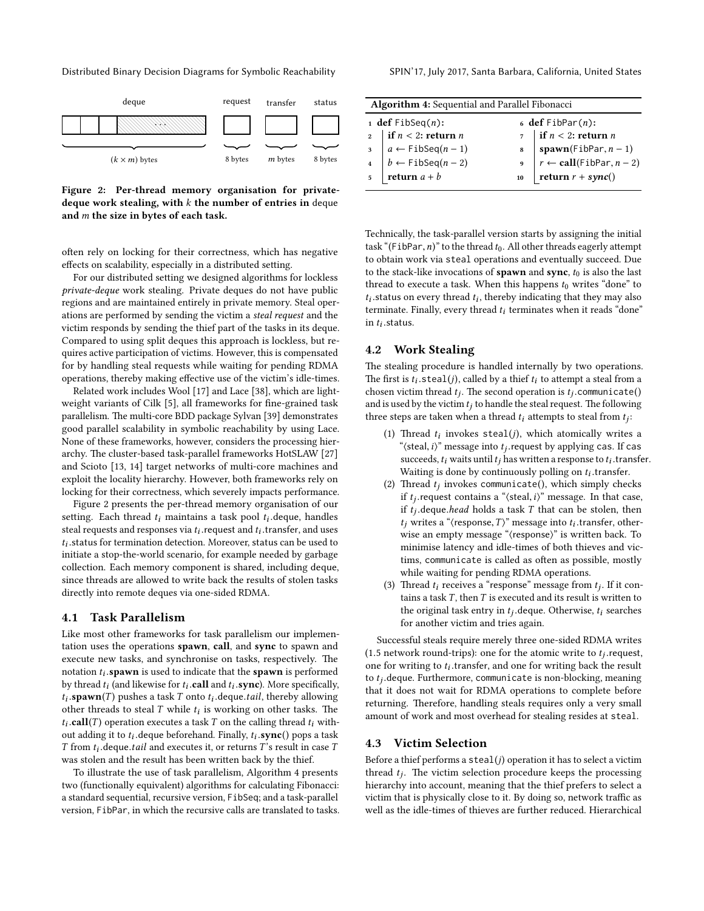deque | request | transfer | status
--- | --- | --- | ---
$(k \times m)$ bytes | 8 bytes | $m$ bytes | 8 bytes

**Figure 2: Per-thread memory organisation for private-deque work stealing, with $k$ the number of entries in deque and $m$ the size in bytes of each task.**

often rely on locking for their correctness, which has negative effects on scalability, especially in a distributed setting.

For our distributed setting we designed algorithms for lockless *private-deque* work stealing. Private deques do not have public regions and are maintained entirely in private memory. Steal operations are performed by sending the victim a *steal request* and the victim responds by sending the thief part of the tasks in its deque. Compared to using split deques this approach is lockless, but requires active participation of victims. However, this is compensated for by handling steal requests while waiting for pending RDMA operations, thereby making effective use of the victim's idle-times.

Related work includes Wool [17] and Lace [38], which are lightweight variants of Cilk [5], all frameworks for fine-grained task parallelism. The multi-core BDD package Sylvan [39] demonstrates good parallel scalability in symbolic reachability by using Lace. None of these frameworks, however, considers the processing hierarchy. The cluster-based task-parallel frameworks HotSLAW [27] and Scioto [13, 14] target networks of multi-core machines and exploit the locality hierarchy. However, both frameworks rely on locking for their correctness, which severely impacts performance.

Figure 2 presents the per-thread memory organisation of our setting. Each thread $t_i$ maintains a task pool $t_i$.deque, handles steal requests and responses via $t_i$.request and $t_i$.transfer, and uses $t_i$.status for termination detection. Moreover, status can be used to initiate a stop-the-world scenario, for example needed by garbage collection. Each memory component is shared, including deque, since threads are allowed to write back the results of stolen tasks directly into remote deques via one-sided RDMA.

## 4.1 Task Parallelism

Like most other frameworks for task parallelism our implementation uses the operations **spawn**, **call**, and **sync** to spawn and execute new tasks, and synchronise on tasks, respectively. The notation $t_i$.**spawn** is used to indicate that the **spawn** is performed by thread $t_i$ (and likewise for $t_i$.**call** and $t_i$.**sync**). More specifically, $t_i$.**spawn**($T$) pushes a task $T$ onto $t_i$.deque.*tail*, thereby allowing other threads to steal $T$ while $t_i$ is working on other tasks. The $t_i$.**call**($T$) operation executes a task $T$ on the calling thread $t_i$ without adding it to $t_i$.deque beforehand. Finally, $t_i$.**sync**() pops a task $T$ from $t_i$.deque.*tail* and executes it, or returns $T$'s result in case $T$ was stolen and the result has been written back by the thief.

To illustrate the use of task parallelism, Algorithm 4 presents two (functionally equivalent) algorithms for calculating Fibonacci: a standard sequential, recursive version, FibSeq; and a task-parallel version, FibPar, in which the recursive calls are translated to tasks.

**Algorithm 4:** Sequential and Parallel Fibonacci

```
1  def FibSeq(n):
2      if n < 2: return n
3      a ← FibSeq(n − 1)
4      b ← FibSeq(n − 2)
5      return a + b

6  def FibPar(n):
7      if n < 2: return n
8      spawn(FibPar, n − 1)
9      r ← call(FibPar, n − 2)
10     return r + sync()
```

Technically, the task-parallel version starts by assigning the initial task "(FibPar, $n$)" to the thread $t_0$. All other threads eagerly attempt to obtain work via steal operations and eventually succeed. Due to the stack-like invocations of **spawn** and **sync**, $t_0$ is also the last thread to execute a task. When this happens $t_0$ writes "done" to $t_i$.status on every thread $t_i$, thereby indicating that they may also terminate. Finally, every thread $t_i$ terminates when it reads "done" in $t_i$.status.

## 4.2 Work Stealing

The stealing procedure is handled internally by two operations. The first is $t_i$.steal($j$), called by a thief $t_i$ to attempt a steal from a chosen victim thread $t_j$. The second operation is $t_j$.communicate() and is used by the victim $t_j$ to handle the steal request. The following three steps are taken when a thread $t_i$ attempts to steal from $t_j$:

(1) Thread $t_i$ invokes steal($j$), which atomically writes a "⟨steal, $i$⟩" message into $t_j$.request by applying cas. If cas succeeds, $t_i$ waits until $t_j$ has written a response to $t_i$.transfer. Waiting is done by continuously polling on $t_i$.transfer.

(2) Thread $t_j$ invokes communicate(), which simply checks if $t_j$.request contains a "⟨steal, $i$⟩" message. In that case, if $t_j$.deque.*head* holds a task $T$ that can be stolen, then $t_j$ writes a "⟨response, $T$⟩" message into $t_i$.transfer, otherwise an empty message "⟨response⟩" is written back. To minimise latency and idle-times of both thieves and victims, communicate is called as often as possible, mostly while waiting for pending RDMA operations.

(3) Thread $t_i$ receives a "response" message from $t_j$. If it contains a task $T$, then $T$ is executed and its result is written to the original task entry in $t_j$.deque. Otherwise, $t_i$ searches for another victim and tries again.

Successful steals require merely three one-sided RDMA writes (1.5 network round-trips): one for the atomic write to $t_j$.request, one for writing to $t_i$.transfer, and one for writing back the result to $t_j$.deque. Furthermore, communicate is non-blocking, meaning that it does not wait for RDMA operations to complete before returning. Therefore, handling steals requires only a very small amount of work and most overhead for stealing resides at steal.

## 4.3 Victim Selection

Before a thief performs a steal($j$) operation it has to select a victim thread $t_j$. The victim selection procedure keeps the processing hierarchy into account, meaning that the thief prefers to select a victim that is physically close to it. By doing so, network traffic as well as the idle-times of thieves are further reduced. Hierarchical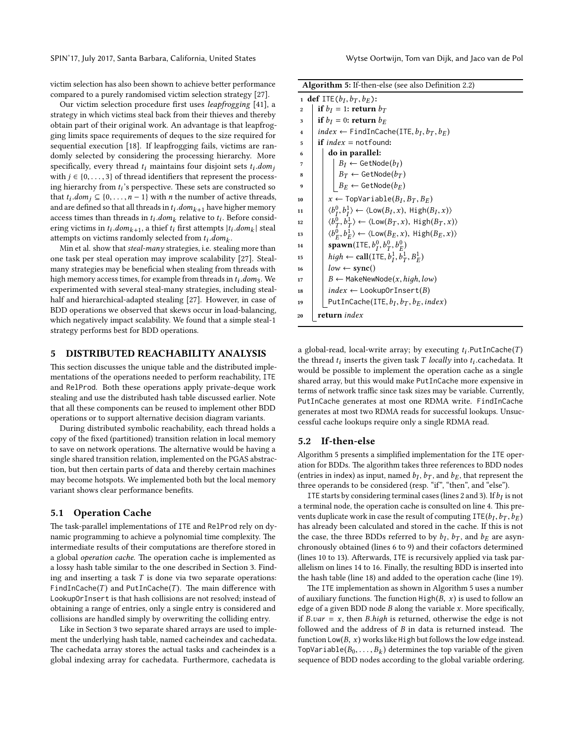victim selection has also been shown to achieve better performance compared to a purely randomised victim selection strategy [27].

Our victim selection procedure first uses *leapfrogging* [41], a strategy in which victims steal back from their thieves and thereby obtain part of their original work. An advantage is that leapfrogging limits space requirements of deques to the size required for sequential execution [18]. If leapfrogging fails, victims are randomly selected by considering the processing hierarchy. More specifically, every thread $t_i$ maintains four disjoint sets $t_i.dom_j$ with $j \in \{0, \ldots, 3\}$ of thread identifiers that represent the processing hierarchy from $t_i$'s perspective. These sets are constructed so that $t_i.dom_j \subseteq \{0, \ldots, n-1\}$ with $n$ the number of active threads, and are defined so that all threads in $t_i.dom_{k+1}$ have higher memory access times than threads in $t_i.dom_k$ relative to $t_i$. Before considering victims in $t_i.dom_{k+1}$, a thief $t_i$ first attempts $|t_i.dom_k|$ steal attempts on victims randomly selected from $t_i.dom_k$.

Min et al. show that *steal-many* strategies, i.e. stealing more than one task per steal operation may improve scalability [27]. Steal-many strategies may be beneficial when stealing from threads with high memory access times, for example from threads in $t_i.dom_3$. We experimented with several steal-many strategies, including steal-half and hierarchical-adapted stealing [27]. However, in case of BDD operations we observed that skews occur in load-balancing, which negatively impact scalability. We found that a simple steal-1 strategy performs best for BDD operations.

## 5 DISTRIBUTED REACHABILITY ANALYSIS

This section discusses the unique table and the distributed implementations of the operations needed to perform reachability, ITE and RelProd. Both these operations apply private-deque work stealing and use the distributed hash table discussed earlier. Note that all these components can be reused to implement other BDD operations or to support alternative decision diagram variants.

During distributed symbolic reachability, each thread holds a copy of the fixed (partitioned) transition relation in local memory to save on network operations. The alternative would be having a single shared transition relation, implemented on the PGAS abstraction, but then certain parts of data and thereby certain machines may become hotspots. We implemented both but the local memory variant shows clear performance benefits.

### 5.1 Operation Cache

The task-parallel implementations of ITE and RelProd rely on dynamic programming to achieve a polynomial time complexity. The intermediate results of their computations are therefore stored in a global *operation cache*. The operation cache is implemented as a lossy hash table similar to the one described in Section 3. Finding and inserting a task $T$ is done via two separate operations: FindInCache($T$) and PutInCache($T$). The main difference with LookupOrInsert is that hash collisions are not resolved; instead of obtaining a range of entries, only a single entry is considered and collisions are handled simply by overwriting the colliding entry.

Like in Section 3 two separate shared arrays are used to implement the underlying hash table, named cacheindex and cachedata. The cachedata array stores the actual tasks and cacheindex is a global indexing array for cachedata. Furthermore, cachedata is a global-read, local-write array; by executing $t_i$.PutInCache($T$) the thread $t_i$ inserts the given task $T$ *locally* into $t_i$.cachedata. It would be possible to implement the operation cache as a single shared array, but this would make PutInCache more expensive in terms of network traffic since task sizes may be variable. Currently, PutInCache generates at most one RDMA write. FindInCache generates at most two RDMA reads for successful lookups. Unsuccessful cache lookups require only a single RDMA read.

**Algorithm 5:** If-then-else (see also Definition 2.2)

```
1  def ITE(b_I, b_T, b_E):
2      if b_I = 1: return b_T
3      if b_I = 0: return b_E
4      index ← FindInCache(ITE, b_I, b_T, b_E)
5      if index = notfound:
6          do in parallel:
7              B_I ← GetNode(b_I)
8              B_T ← GetNode(b_T)
9              B_E ← GetNode(b_E)
10         x ← TopVariable(B_I, B_T, B_E)
11         ⟨b_I^0, b_I^1⟩ ← ⟨Low(B_I, x), High(B_I, x)⟩
12         ⟨b_T^0, b_T^1⟩ ← ⟨Low(B_T, x), High(B_T, x)⟩
13         ⟨b_E^0, b_E^1⟩ ← ⟨Low(B_E, x), High(B_E, x)⟩
14         spawn(ITE, b_I^0, b_T^0, b_E^0)
15         high ← call(ITE, b_I^1, b_T^1, B_E^1)
16         low ← sync()
17         B ← MakeNewNode(x, high, low)
18         index ← LookupOrInsert(B)
19         PutInCache(ITE, b_I, b_T, b_E, index)
20     return index
```

### 5.2 If-then-else

Algorithm 5 presents a simplified implementation for the ITE operation for BDDs. The algorithm takes three references to BDD nodes (entries in index) as input, named $b_I$, $b_T$, and $b_E$, that represent the three operands to be considered (resp. "if", "then", and "else").

ITE starts by considering terminal cases (lines 2 and 3). If $b_I$ is not a terminal node, the operation cache is consulted on line 4. This prevents duplicate work in case the result of computing ITE($b_I, b_T, b_E$) has already been calculated and stored in the cache. If this is not the case, the three BDDs referred to by $b_I$, $b_T$, and $b_E$ are asynchronously obtained (lines 6 to 9) and their cofactors determined (lines 10 to 13). Afterwards, ITE is recursively applied via task parallelism on lines 14 to 16. Finally, the resulting BDD is inserted into the hash table (line 18) and added to the operation cache (line 19).

The ITE implementation as shown in Algorithm 5 uses a number of auxiliary functions. The function High($B$, $x$) is used to follow an edge of a given BDD node $B$ along the variable $x$. More specifically, if $B.var = x$, then $B.high$ is returned, otherwise the edge is not followed and the address of $B$ in data is returned instead. The function Low($B$, $x$) works like High but follows the low edge instead. TopVariable($B_0, \ldots, B_k$) determines the top variable of the given sequence of BDD nodes according to the global variable ordering.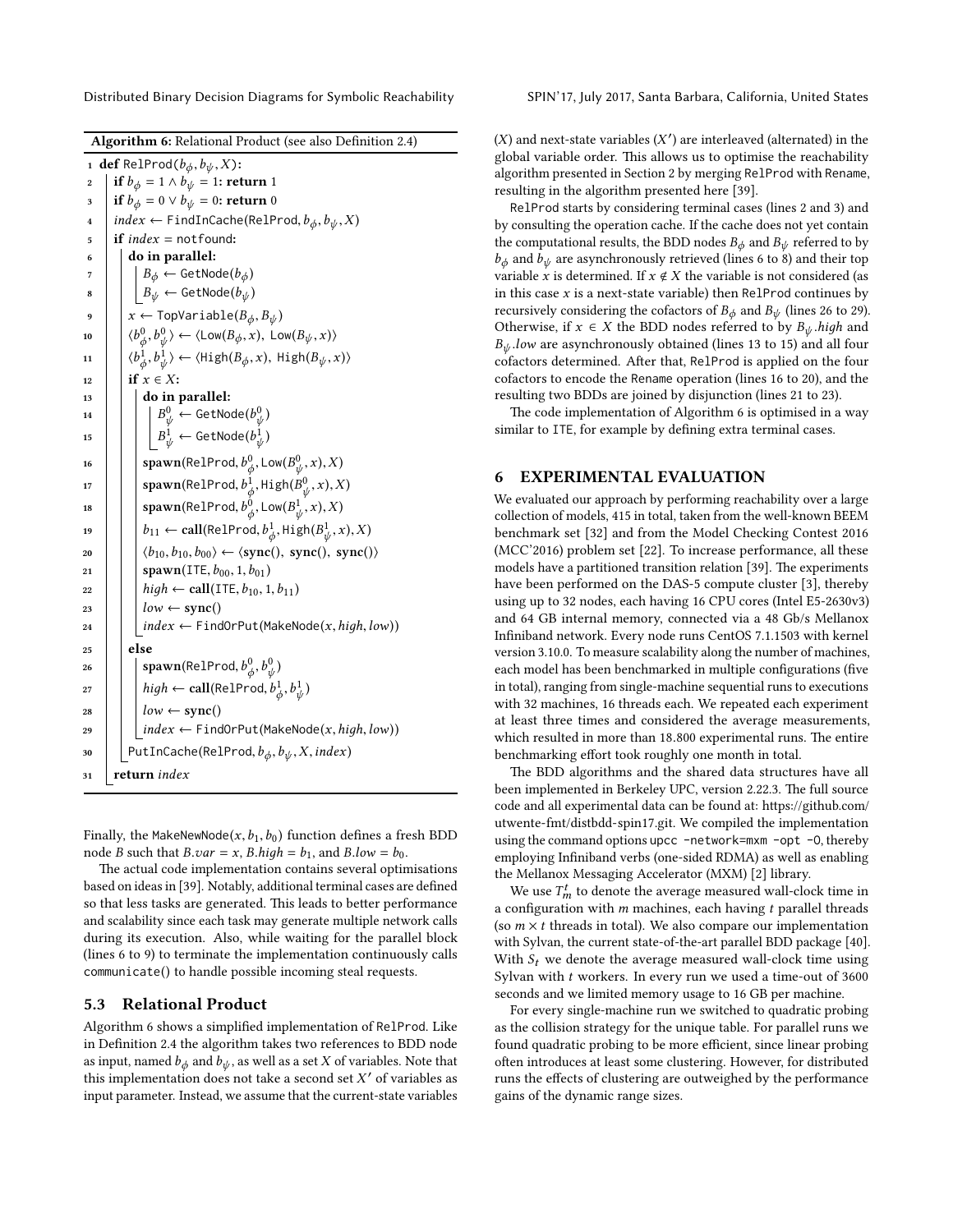**Algorithm 6:** Relational Product (see also Definition 2.4)

```
 1  def RelProd(b_φ, b_ψ, X):
 2      if b_φ = 1 ∧ b_ψ = 1: return 1
 3      if b_φ = 0 ∨ b_ψ = 0: return 0
 4      index ← FindInCache(RelProd, b_φ, b_ψ, X)
 5      if index = notfound:
 6          do in parallel:
 7              B_φ ← GetNode(b_φ)
 8              B_ψ ← GetNode(b_ψ)
 9          x ← TopVariable(B_φ, B_ψ)
10          ⟨b_φ^0, b_ψ^0⟩ ← ⟨Low(B_φ, x), Low(B_ψ, x)⟩
11          ⟨b_φ^1, b_ψ^1⟩ ← ⟨High(B_φ, x), High(B_ψ, x)⟩
12          if x ∈ X:
13              do in parallel:
14                  B_ψ^0 ← GetNode(b_ψ^0)
15                  B_ψ^1 ← GetNode(b_ψ^1)
16              spawn(RelProd, b_φ^0, Low(B_ψ^0, x), X)
17              spawn(RelProd, b_φ^1, High(B_ψ^0, x), X)
18              spawn(RelProd, b_φ^0, Low(B_ψ^1, x), X)
19              b_11 ← call(RelProd, b_φ^1, High(B_ψ^1, x), X)
20              ⟨b_10, b_10, b_00⟩ ← ⟨sync(), sync(), sync()⟩
21              spawn(ITE, b_00, 1, b_01)
22              high ← call(ITE, b_10, 1, b_11)
23              low ← sync()
24              index ← FindOrPut(MakeNode(x, high, low))
25          else
26              spawn(RelProd, b_φ^0, b_ψ^0)
27              high ← call(RelProd, b_φ^1, b_ψ^1)
28              low ← sync()
29              index ← FindOrPut(MakeNode(x, high, low))
30          PutInCache(RelProd, b_φ, b_ψ, X, index)
31      return index
```

Finally, the MakeNewNode$(x, b_1, b_0)$ function defines a fresh BDD node $B$ such that $B.var = x$, $B.high = b_1$, and $B.low = b_0$.

The actual code implementation contains several optimisations based on ideas in [39]. Notably, additional terminal cases are defined so that less tasks are generated. This leads to better performance and scalability since each task may generate multiple network calls during its execution. Also, while waiting for the parallel block (lines 6 to 9) to terminate the implementation continuously calls communicate() to handle possible incoming steal requests.

### 5.3 Relational Product

Algorithm 6 shows a simplified implementation of RelProd. Like in Definition 2.4 the algorithm takes two references to BDD node as input, named $b_\phi$ and $b_\psi$, as well as a set $X$ of variables. Note that this implementation does not take a second set $X'$ of variables as input parameter. Instead, we assume that the current-state variables ($X$) and next-state variables ($X'$) are interleaved (alternated) in the global variable order. This allows us to optimise the reachability algorithm presented in Section 2 by merging RelProd with Rename, resulting in the algorithm presented here [39].

RelProd starts by considering terminal cases (lines 2 and 3) and by consulting the operation cache. If the cache does not yet contain the computational results, the BDD nodes $B_\phi$ and $B_\psi$ referred to by $b_\phi$ and $b_\psi$ are asynchronously retrieved (lines 6 to 8) and their top variable $x$ is determined. If $x \notin X$ the variable is not considered (as in this case $x$ is a next-state variable) then RelProd continues by recursively considering the cofactors of $B_\phi$ and $B_\psi$ (lines 26 to 29). Otherwise, if $x \in X$ the BDD nodes referred to by $B_\psi.high$ and $B_\psi.low$ are asynchronously obtained (lines 13 to 15) and all four cofactors determined. After that, RelProd is applied on the four cofactors to encode the Rename operation (lines 16 to 20), and the resulting two BDDs are joined by disjunction (lines 21 to 23).

The code implementation of Algorithm 6 is optimised in a way similar to ITE, for example by defining extra terminal cases.

## 6 EXPERIMENTAL EVALUATION

We evaluated our approach by performing reachability over a large collection of models, 415 in total, taken from the well-known BEEM benchmark set [32] and from the Model Checking Contest 2016 (MCC'2016) problem set [22]. To increase performance, all these models have a partitioned transition relation [39]. The experiments have been performed on the DAS-5 compute cluster [3], thereby using up to 32 nodes, each having 16 CPU cores (Intel E5-2630v3) and 64 GB internal memory, connected via a 48 Gb/s Mellanox Infiniband network. Every node runs CentOS 7.1.1503 with kernel version 3.10.0. To measure scalability along the number of machines, each model has been benchmarked in multiple configurations (five in total), ranging from single-machine sequential runs to executions with 32 machines, 16 threads each. We repeated each experiment at least three times and considered the average measurements, which resulted in more than 18.800 experimental runs. The entire benchmarking effort took roughly one month in total.

The BDD algorithms and the shared data structures have all been implemented in Berkeley UPC, version 2.22.3. The full source code and all experimental data can be found at: https://github.com/utwente-fmt/distbdd-spin17.git. We compiled the implementation using the command options upcc -network=mxm -opt -O, thereby employing Infiniband verbs (one-sided RDMA) as well as enabling the Mellanox Messaging Accelerator (MXM) [2] library.

We use $T_m^t$ to denote the average measured wall-clock time in a configuration with $m$ machines, each having $t$ parallel threads (so $m \times t$ threads in total). We also compare our implementation with Sylvan, the current state-of-the-art parallel BDD package [40]. With $S_t$ we denote the average measured wall-clock time using Sylvan with $t$ workers. In every run we used a time-out of 3600 seconds and we limited memory usage to 16 GB per machine.

For every single-machine run we switched to quadratic probing as the collision strategy for the unique table. For parallel runs we found quadratic probing to be more efficient, since linear probing often introduces at least some clustering. However, for distributed runs the effects of clustering are outweighed by the performance gains of the dynamic range sizes.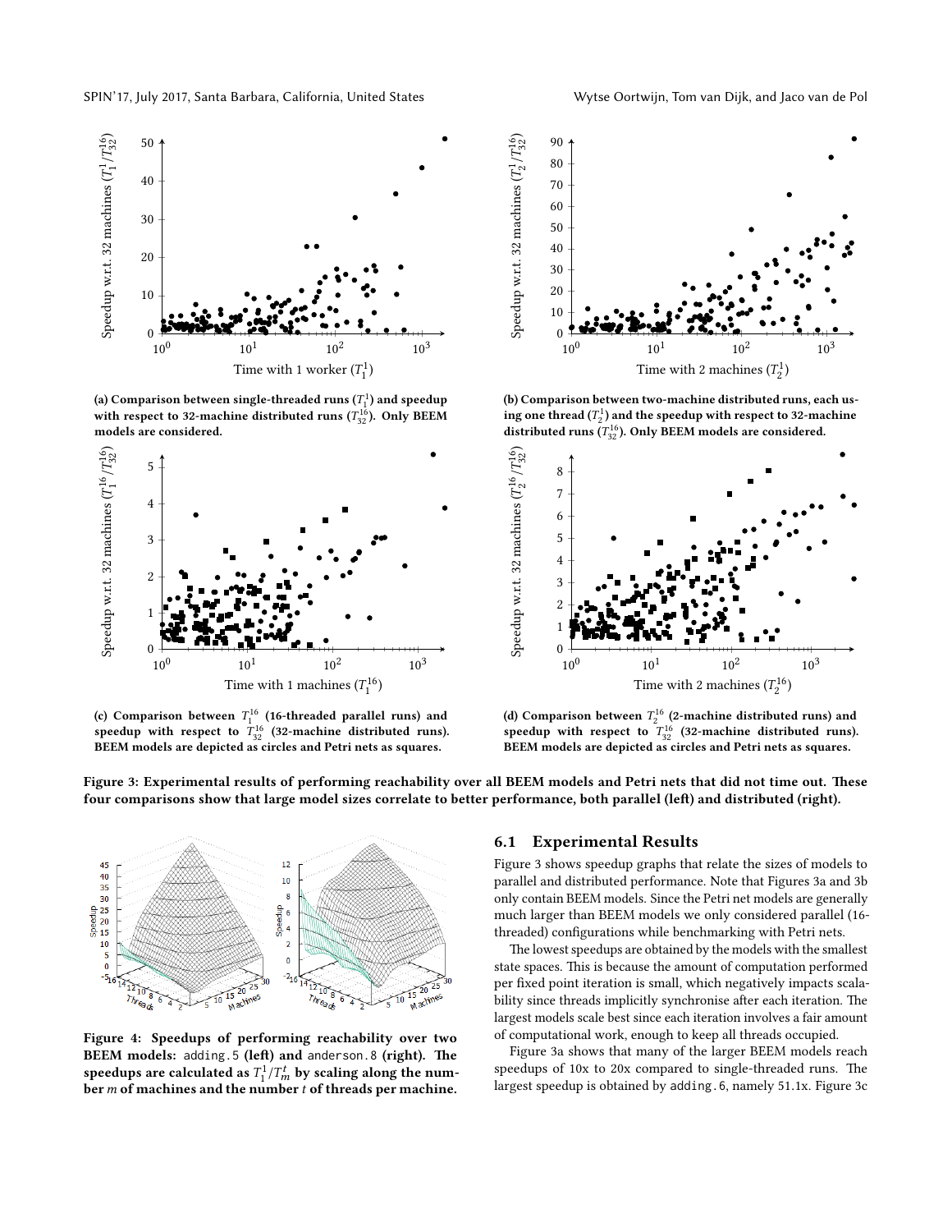(a) Comparison between single-threaded runs ($T_1^1$) and speedup with respect to 32-machine distributed runs ($T_{32}^{16}$). Only BEEM models are considered.

(b) Comparison between two-machine distributed runs, each using one thread ($T_2^1$) and the speedup with respect to 32-machine distributed runs ($T_{32}^{16}$). Only BEEM models are considered.

(c) Comparison between $T_1^{16}$ (16-threaded parallel runs) and speedup with respect to $T_{32}^{16}$ (32-machine distributed runs). BEEM models are depicted as circles and Petri nets as squares.

(d) Comparison between $T_2^{16}$ (2-machine distributed runs) and speedup with respect to $T_{32}^{16}$ (32-machine distributed runs). BEEM models are depicted as circles and Petri nets as squares.

**Figure 3: Experimental results of performing reachability over all BEEM models and Petri nets that did not time out. These four comparisons show that large model sizes correlate to better performance, both parallel (left) and distributed (right).**

**Figure 4: Speedups of performing reachability over two BEEM models: `adding.5` (left) and `anderson.8` (right). The speedups are calculated as $T_1^1/T_m^t$ by scaling along the number $m$ of machines and the number $t$ of threads per machine.**

### 6.1 Experimental Results

Figure 3 shows speedup graphs that relate the sizes of models to parallel and distributed performance. Note that Figures 3a and 3b only contain BEEM models. Since the Petri net models are generally much larger than BEEM models we only considered parallel (16-threaded) configurations while benchmarking with Petri nets.

The lowest speedups are obtained by the models with the smallest state spaces. This is because the amount of computation performed per fixed point iteration is small, which negatively impacts scalability since threads implicitly synchronise after each iteration. The largest models scale best since each iteration involves a fair amount of computational work, enough to keep all threads occupied.

Figure 3a shows that many of the larger BEEM models reach speedups of 10x to 20x compared to single-threaded runs. The largest speedup is obtained by `adding.6`, namely 51.1x. Figure 3c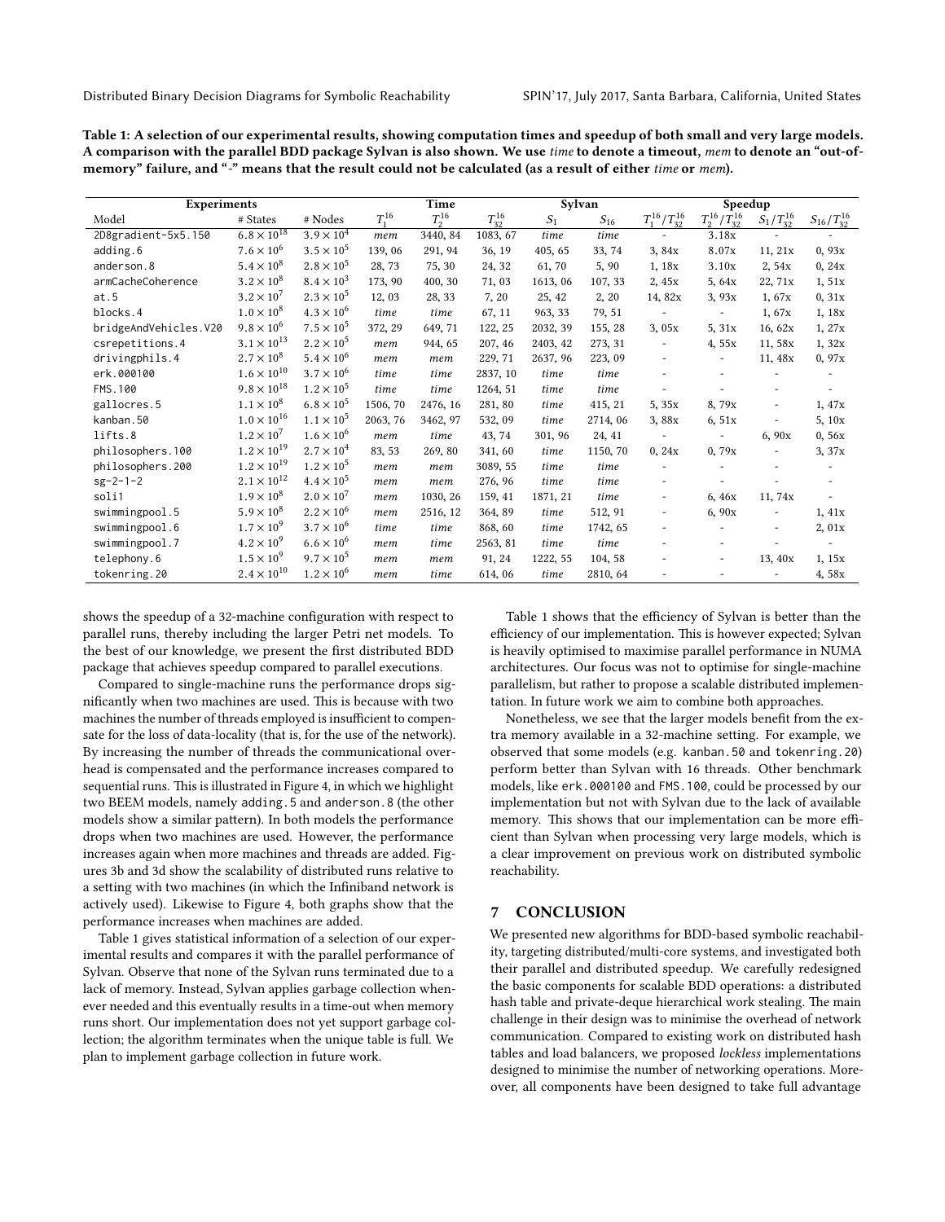Table 1: A selection of our experimental results, showing computation times and speedup of both small and very large models. A comparison with the parallel BDD package Sylvan is also shown. We use *time* to denote a timeout, *mem* to denote an "out-of-memory" failure, and "-" means that the result could not be calculated (as a result of either *time* or *mem*).

| Experiments | | | Time | | | Sylvan | | Speedup | | | |
|---|---|---|---|---|---|---|---|---|---|---|---|
| Model | # States | # Nodes | $T_1^{16}$ | $T_2^{16}$ | $T_{32}^{16}$ | $S_1$ | $S_{16}$ | $T_1^{16}/T_{32}^{16}$ | $T_2^{16}/T_{32}^{16}$ | $S_1/T_{32}^{16}$ | $S_{16}/T_{32}^{16}$ |
| 2D8gradient-5x5.150 | $6.8 \times 10^{18}$ | $3.9 \times 10^4$ | *mem* | 3440, 84 | 1083, 67 | *time* | *time* | - | 3.18x | - | - |
| adding.6 | $7.6 \times 10^6$ | $3.5 \times 10^5$ | 139, 06 | 291, 94 | 36, 19 | 405, 65 | 33, 74 | 3, 84x | 8.07x | 11, 21x | 0, 93x |
| anderson.8 | $5.4 \times 10^8$ | $2.8 \times 10^5$ | 28, 73 | 75, 30 | 24, 32 | 61, 70 | 5, 90 | 1, 18x | 3.10x | 2, 54x | 0, 24x |
| armCacheCoherence | $3.2 \times 10^8$ | $8.4 \times 10^3$ | 173, 90 | 400, 30 | 71, 03 | 1613, 06 | 107, 33 | 2, 45x | 5, 64x | 22, 71x | 1, 51x |
| at.5 | $3.2 \times 10^7$ | $2.3 \times 10^5$ | 12, 03 | 28, 33 | 7, 20 | 25, 42 | 2, 20 | 14, 82x | 3, 93x | 1, 67x | 0, 31x |
| blocks.4 | $1.0 \times 10^8$ | $4.3 \times 10^6$ | *time* | *time* | 67, 11 | 963, 33 | 79, 51 | - | - | 1, 67x | 1, 18x |
| bridgeAndVehicles.V20 | $9.8 \times 10^6$ | $7.5 \times 10^5$ | 372, 29 | 649, 71 | 122, 25 | 2032, 39 | 155, 28 | 3, 05x | 5, 31x | 16, 62x | 1, 27x |
| csrepetitions.4 | $3.1 \times 10^{13}$ | $2.2 \times 10^5$ | *mem* | 944, 65 | 207, 46 | 2403, 42 | 273, 31 | - | 4, 55x | 11, 58x | 1, 32x |
| drivingphils.4 | $2.7 \times 10^8$ | $5.4 \times 10^6$ | *mem* | *mem* | 229, 71 | 2637, 96 | 223, 09 | - | - | 11, 48x | 0, 97x |
| erk.000100 | $1.6 \times 10^{10}$ | $3.7 \times 10^6$ | *time* | *time* | 2837, 10 | *time* | *time* | - | - | - | - |
| FMS.100 | $9.8 \times 10^{18}$ | $1.2 \times 10^5$ | *time* | *time* | 1264, 51 | *time* | *time* | - | - | - | - |
| gallocres.5 | $1.1 \times 10^8$ | $6.8 \times 10^5$ | 1506, 70 | 2476, 16 | 281, 80 | *time* | 415, 21 | 5, 35x | 8, 79x | - | 1, 47x |
| kanban.50 | $1.0 \times 10^{16}$ | $1.1 \times 10^5$ | 2063, 76 | 3462, 97 | 532, 09 | *time* | 2714, 06 | 3, 88x | 6, 51x | - | 5, 10x |
| lifts.8 | $1.2 \times 10^7$ | $1.6 \times 10^6$ | *mem* | *time* | 43, 74 | 301, 96 | 24, 41 | - | - | 6, 90x | 0, 56x |
| philosophers.100 | $1.2 \times 10^{19}$ | $2.7 \times 10^4$ | 83, 53 | 269, 80 | 341, 60 | *time* | 1150, 70 | 0, 24x | 0, 79x | - | 3, 37x |
| philosophers.200 | $1.2 \times 10^{19}$ | $1.2 \times 10^5$ | *mem* | *mem* | 3089, 55 | *time* | *time* | - | - | - | - |
| sg-2-1-2 | $2.1 \times 10^{12}$ | $4.4 \times 10^5$ | *mem* | *mem* | 276, 96 | *time* | *time* | - | - | - | - |
| soli1 | $1.9 \times 10^8$ | $2.0 \times 10^7$ | *mem* | 1030, 26 | 159, 41 | 1871, 21 | *time* | - | 6, 46x | 11, 74x | - |
| swimmingpool.5 | $5.9 \times 10^8$ | $2.2 \times 10^6$ | *mem* | 2516, 12 | 364, 89 | *time* | 512, 91 | - | 6, 90x | - | 1, 41x |
| swimmingpool.6 | $1.7 \times 10^9$ | $3.7 \times 10^6$ | *time* | *time* | 868, 60 | *time* | 1742, 65 | - | - | - | 2, 01x |
| swimmingpool.7 | $4.2 \times 10^9$ | $6.6 \times 10^6$ | *mem* | *time* | 2563, 81 | *time* | *time* | - | - | - | - |
| telephony.6 | $1.5 \times 10^9$ | $9.7 \times 10^5$ | *mem* | *mem* | 91, 24 | 1222, 55 | 104, 58 | - | - | 13, 40x | 1, 15x |
| tokenring.20 | $2.4 \times 10^{10}$ | $1.2 \times 10^6$ | *mem* | *time* | 614, 06 | *time* | 2810, 64 | - | - | - | 4, 58x |

shows the speedup of a 32-machine configuration with respect to parallel runs, thereby including the larger Petri net models. To the best of our knowledge, we present the first distributed BDD package that achieves speedup compared to parallel executions.

Compared to single-machine runs the performance drops significantly when two machines are used. This is because with two machines the number of threads employed is insufficient to compensate for the loss of data-locality (that is, for the use of the network). By increasing the number of threads the communicational overhead is compensated and the performance increases compared to sequential runs. This is illustrated in Figure 4, in which we highlight two BEEM models, namely adding.5 and anderson.8 (the other models show a similar pattern). In both models the performance drops when two machines are used. However, the performance increases again when more machines and threads are added. Figures 3b and 3d show the scalability of distributed runs relative to a setting with two machines (in which the Infiniband network is actively used). Likewise to Figure 4, both graphs show that the performance increases when machines are added.

Table 1 gives statistical information of a selection of our experimental results and compares it with the parallel performance of Sylvan. Observe that none of the Sylvan runs terminated due to a lack of memory. Instead, Sylvan applies garbage collection whenever needed and this eventually results in a time-out when memory runs short. Our implementation does not yet support garbage collection; the algorithm terminates when the unique table is full. We plan to implement garbage collection in future work.

Table 1 shows that the efficiency of Sylvan is better than the efficiency of our implementation. This is however expected; Sylvan is heavily optimised to maximise parallel performance in NUMA architectures. Our focus was not to optimise for single-machine parallelism, but rather to propose a scalable distributed implementation. In future work we aim to combine both approaches.

Nonetheless, we see that the larger models benefit from the extra memory available in a 32-machine setting. For example, we observed that some models (e.g. kanban.50 and tokenring.20) perform better than Sylvan with 16 threads. Other benchmark models, like erk.000100 and FMS.100, could be processed by our implementation but not with Sylvan due to the lack of available memory. This shows that our implementation can be more efficient than Sylvan when processing very large models, which is a clear improvement on previous work on distributed symbolic reachability.

## 7 CONCLUSION

We presented new algorithms for BDD-based symbolic reachability, targeting distributed/multi-core systems, and investigated both their parallel and distributed speedup. We carefully redesigned the basic components for scalable BDD operations: a distributed hash table and private-deque hierarchical work stealing. The main challenge in their design was to minimise the overhead of network communication. Compared to existing work on distributed hash tables and load balancers, we proposed *lockless* implementations designed to minimise the number of networking operations. Moreover, all components have been designed to take full advantage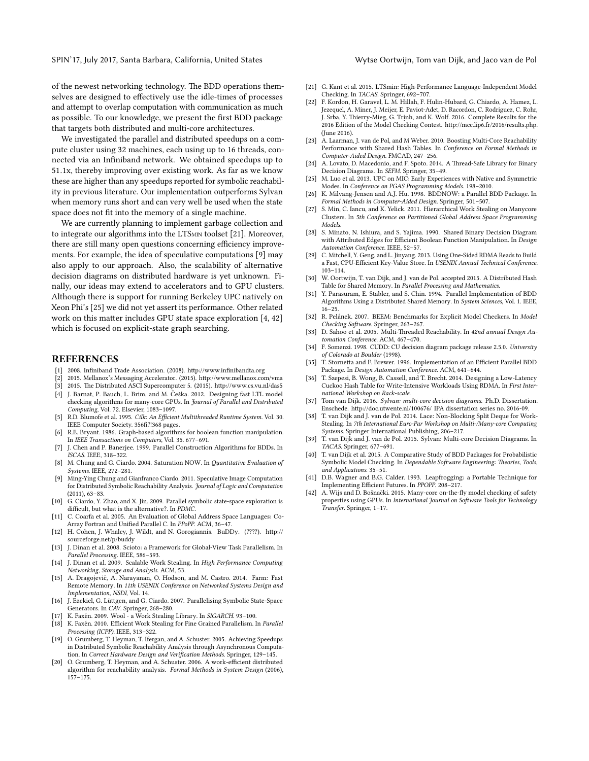of the newest networking technology. The BDD operations themselves are designed to effectively use the idle-times of processes and attempt to overlap computation with communication as much as possible. To our knowledge, we present the first BDD package that targets both distributed and multi-core architectures.

We investigated the parallel and distributed speedups on a compute cluster using 32 machines, each using up to 16 threads, connected via an Infiniband network. We obtained speedups up to 51.1x, thereby improving over existing work. As far as we know these are higher than any speedups reported for symbolic reachability in previous literature. Our implementation outperforms Sylvan when memory runs short and can very well be used when the state space does not fit into the memory of a single machine.

We are currently planning to implement garbage collection and to integrate our algorithms into the LTSmin toolset [21]. Moreover, there are still many open questions concerning efficiency improvements. For example, the idea of speculative computations [9] may also apply to our approach. Also, the scalability of alternative decision diagrams on distributed hardware is yet unknown. Finally, our ideas may extend to accelerators and to GPU clusters. Although there is support for running Berkeley UPC natively on Xeon Phi's [25] we did not yet assert its performance. Other related work on this matter includes GPU state space exploration [4, 42] which is focused on explicit-state graph searching.

## REFERENCES

- [1] 2008. Infiniband Trade Association. (2008). http://www.infinibandta.org
- [2] 2015. Mellanox's Messaging Accelerator. (2015). http://www.mellanox.com/vma
- [3] 2015. The Distributed ASCI Supercomputer 5. (2015). http://www.cs.vu.nl/das5
- [4] J. Barnat, P. Bauch, L. Brim, and M. Češka. 2012. Designing fast LTL model checking algorithms for many-core GPUs. In *Journal of Parallel and Distributed Computing*, Vol. 72. Elsevier, 1083–1097.
- [5] R.D. Blumofe et al. 1995. *Cilk: An Efficient Multithreaded Runtime System*. Vol. 30. IEEE Computer Society. 356fi?!368 pages.
- [6] R.E. Bryant. 1986. Graph-based algorithms for boolean function manipulation. In *IEEE Transactions on Computers*, Vol. 35. 677–691.
- [7] J. Chen and P. Banerjee. 1999. Parallel Construction Algorithms for BDDs. In *ISCAS*. IEEE, 318–322.
- [8] M. Chung and G. Ciardo. 2004. Saturation NOW. In *Quantitative Evaluation of Systems*. IEEE, 272–281.
- [9] Ming-Ying Chung and Gianfranco Ciardo. 2011. Speculative Image Computation for Distributed Symbolic Reachability Analysis. *Journal of Logic and Computation* (2011), 63–83.
- [10] G. Ciardo, Y. Zhao, and X. Jin. 2009. Parallel symbolic state-space exploration is difficult, but what is the alternative?. In *PDMC*.
- [11] C. Coarfa et al. 2005. An Evaluation of Global Address Space Languages: Co-Array Fortran and Unified Parallel C. In *PPoPP*. ACM, 36–47.
- [12] H. Cohen, J. Whaley, J. Wildt, and N. Gorogiannis. BuDDy. (????). http://sourceforge.net/p/buddy
- [13] J. Dinan et al. 2008. Scioto: a Framework for Global-View Task Parallelism. In *Parallel Processing*. IEEE, 586–593.
- [14] J. Dinan et al. 2009. Scalable Work Stealing. In *High Performance Computing Networking, Storage and Analysis*. ACM, 53.
- [15] A. Dragojević, A. Narayanan, O. Hodson, and M. Castro. 2014. Farm: Fast Remote Memory. In *11th USENIX Conference on Networked Systems Design and Implementation, NSDI*, Vol. 14.
- [16] J. Ezekiel, G. Lüttgen, and G. Ciardo. 2007. Parallelising Symbolic State-Space Generators. In *CAV*. Springer, 268–280.
- [17] K. Faxén. 2009. Wool - a Work Stealing Library. In *SIGARCH*. 93–100.
- [18] K. Faxén. 2010. Efficient Work Stealing for Fine Grained Parallelism. In *Parallel Processing (ICPP)*. IEEE, 313–322.
- [19] O. Grumberg, T. Heyman, T. Ifergan, and A. Schuster. 2005. Achieving Speedups in Distributed Symbolic Reachability Analysis through Asynchronous Computation. In *Correct Hardware Design and Verification Methods*. Springer, 129–145.
- [20] O. Grumberg, T. Heyman, and A. Schuster. 2006. A work-efficient distributed algorithm for reachability analysis. *Formal Methods in System Design* (2006), 157–175.
- [21] G. Kant et al. 2015. LTSmin: High-Performance Language-Independent Model Checking. In *TACAS*. Springer, 692–707.
- [22] F. Kordon, H. Garavel, L. M. Hillah, F. Hulin-Hubard, G. Chiardo, A. Hamez, L. Jezequel, A. Miner, J. Meijer, E. Paviot-Adet, D. Racordon, C. Rodriguez, C. Rohr, J. Srba, Y. Thierry-Mieg, G. Trinh, and K. Wolf. 2016. Complete Results for the 2016 Edition of the Model Checking Contest. http://mcc.lip6.fr/2016/results.php. (June 2016).
- [23] A. Laarman, J. van de Pol, and M Weber. 2010. Boosting Multi-Core Reachability Performance with Shared Hash Tables. In *Conference on Formal Methods in Computer-Aided Design*. FMCAD, 247–256.
- [24] A. Lovato, D. Macedonio, and F. Spoto. 2014. A Thread-Safe Library for Binary Decision Diagrams. In *SEFM*. Springer, 35–49.
- [25] M. Luo et al. 2013. UPC on MIC: Early Experiences with Native and Symmetric Modes. In *Conference on PGAS Programming Models*. 198–2010.
- [26] K. Milvang-Jensen and A.J. Hu. 1998. BDDNOW: a Parallel BDD Package. In *Formal Methods in Computer-Aided Design*. Springer, 501–507.
- [27] S. Min, C. Iancu, and K. Yelick. 2011. Hierarchical Work Stealing on Manycore Clusters. In *5th Conference on Partitioned Global Address Space Programming Models*.
- [28] S. Minato, N. Ishiura, and S. Yajima. 1990. Shared Binary Decision Diagram with Attributed Edges for Efficient Boolean Function Manipulation. In *Design Automation Conference*. IEEE, 52–57.
- [29] C. Mitchell, Y. Geng, and L. Jinyang. 2013. Using One-Sided RDMA Reads to Build a Fast, CPU-Efficient Key-Value Store. In *USENIX Annual Technical Conference*. 103–114.
- [30] W. Oortwijn, T. van Dijk, and J. van de Pol. accepted 2015. A Distributed Hash Table for Shared Memory. In *Parallel Processing and Mathematics*.
- [31] Y. Parasuram, E. Stabler, and S. Chin. 1994. Parallel Implementation of BDD Algorithms Using a Distributed Shared Memory. In *System Sciences*, Vol. 1. IEEE, 16–25.
- [32] R. Pelánek. 2007. BEEM: Benchmarks for Explicit Model Checkers. In *Model Checking Software*. Springer, 263–267.
- [33] D. Sahoo et al. 2005. Multi-Threaded Reachability. In *42nd annual Design Automation Conference*. ACM, 467–470.
- [34] F. Somenzi. 1998. CUDD: CU decision diagram package release 2.5.0. *University of Colorado at Boulder* (1998).
- [35] T. Stornetta and F. Brewer. 1996. Implementation of an Efficient Parallel BDD Package. In *Design Automation Conference*. ACM, 641–644.
- [36] T. Szepesi, B. Wong, B. Cassell, and T. Brecht. 2014. Designing a Low-Latency Cuckoo Hash Table for Write-Intensive Workloads Using RDMA. In *First International Workshop on Rack-scale*.
- [37] Tom van Dijk. 2016. *Sylvan: multi-core decision diagrams*. Ph.D. Dissertation. Enschede. http://doc.utwente.nl/100676/ IPA dissertation series no. 2016-09.
- [38] T. van Dijk and J. van de Pol. 2014. Lace: Non-Blocking Split Deque for Work-Stealing. In *7th International Euro-Par Workshop on Multi-/Many-core Computing Systems*. Springer International Publishing, 206–217.
- [39] T. van Dijk and J. van de Pol. 2015. Sylvan: Multi-core Decision Diagrams. In *TACAS*. Springer, 677–691.
- [40] T. van Dijk et al. 2015. A Comparative Study of BDD Packages for Probabilistic Symbolic Model Checking. In *Dependable Software Engineering: Theories, Tools, and Applications*. 35–51.
- [41] D.B. Wagner and B.G. Calder. 1993. Leapfrogging: a Portable Technique for Implementing Efficient Futures. In *PPOPP*. 208–217.
- [42] A. Wijs and D. Bošnački. 2015. Many-core on-the-fly model checking of safety properties using GPUs. In *International Journal on Software Tools for Technology Transfer*. Springer, 1–17.